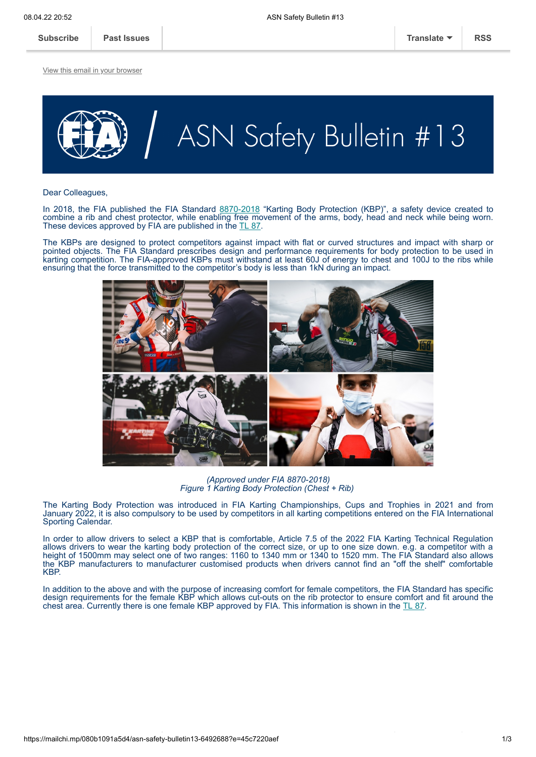View this email in your browser

# ASN Safety Bulletin #13

Dear Colleagues,

In 2018, the FIA published the FIA Standard 8870-2018 “Karting Body Protection (KBP)”, a safety device created to combine a rib and chest protector, while enabling free movement of the arms, body, head and neck while being worn. These devices approved by FIA are published in the TL 87.

The KBPs are designed to protect competitors against impact with flat or curved structures and impact with sharp or pointed objects. The FIA Standard prescribes design and performance requirements for body protection to be used in karting competition. The FIA-approved KBPs must withstand at least 60J of energy to chest and 100J to the ribs while ensuring that the force transmitted to the competitor’s body is less than 1kN during an impact.

*(Approved under FIA 8870-2018)*
*Figure 1 Karting Body Protection (Chest + Rib)*

The Karting Body Protection was introduced in FIA Karting Championships, Cups and Trophies in 2021 and from January 2022, it is also compulsory to be used by competitors in all karting competitions entered on the FIA International Sporting Calendar.

In order to allow drivers to select a KBP that is comfortable, Article 7.5 of the 2022 FIA Karting Technical Regulation allows drivers to wear the karting body protection of the correct size, or up to one size down. e.g. a competitor with a height of 1500mm may select one of two ranges: 1160 to 1340 mm or 1340 to 1520 mm. The FIA Standard also allows the KBP manufacturers to manufacturer customised products when drivers cannot find an "off the shelf" comfortable KBP.

In addition to the above and with the purpose of increasing comfort for female competitors, the FIA Standard has specific design requirements for the female KBP which allows cut-outs on the rib protector to ensure comfort and fit around the chest area. Currently there is one female KBP approved by FIA. This information is shown in the TL 87.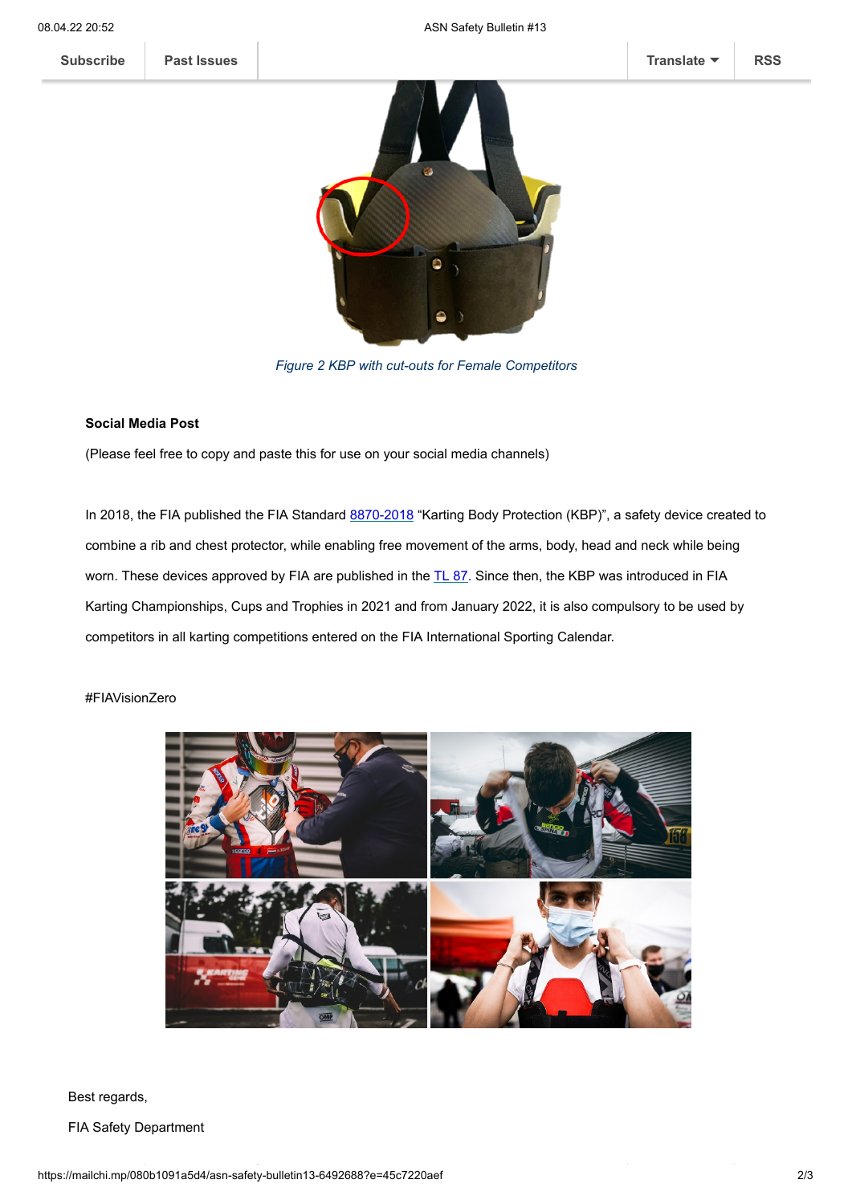*Figure 2 KBP with cut-outs for Female Competitors*

**Social Media Post**

(Please feel free to copy and paste this for use on your social media channels)

In 2018, the FIA published the FIA Standard 8870-2018 “Karting Body Protection (KBP)”, a safety device created to combine a rib and chest protector, while enabling free movement of the arms, body, head and neck while being worn. These devices approved by FIA are published in the TL 87. Since then, the KBP was introduced in FIA Karting Championships, Cups and Trophies in 2021 and from January 2022, it is also compulsory to be used by competitors in all karting competitions entered on the FIA International Sporting Calendar.

#FIAVisionZero

Best regards,

FIA Safety Department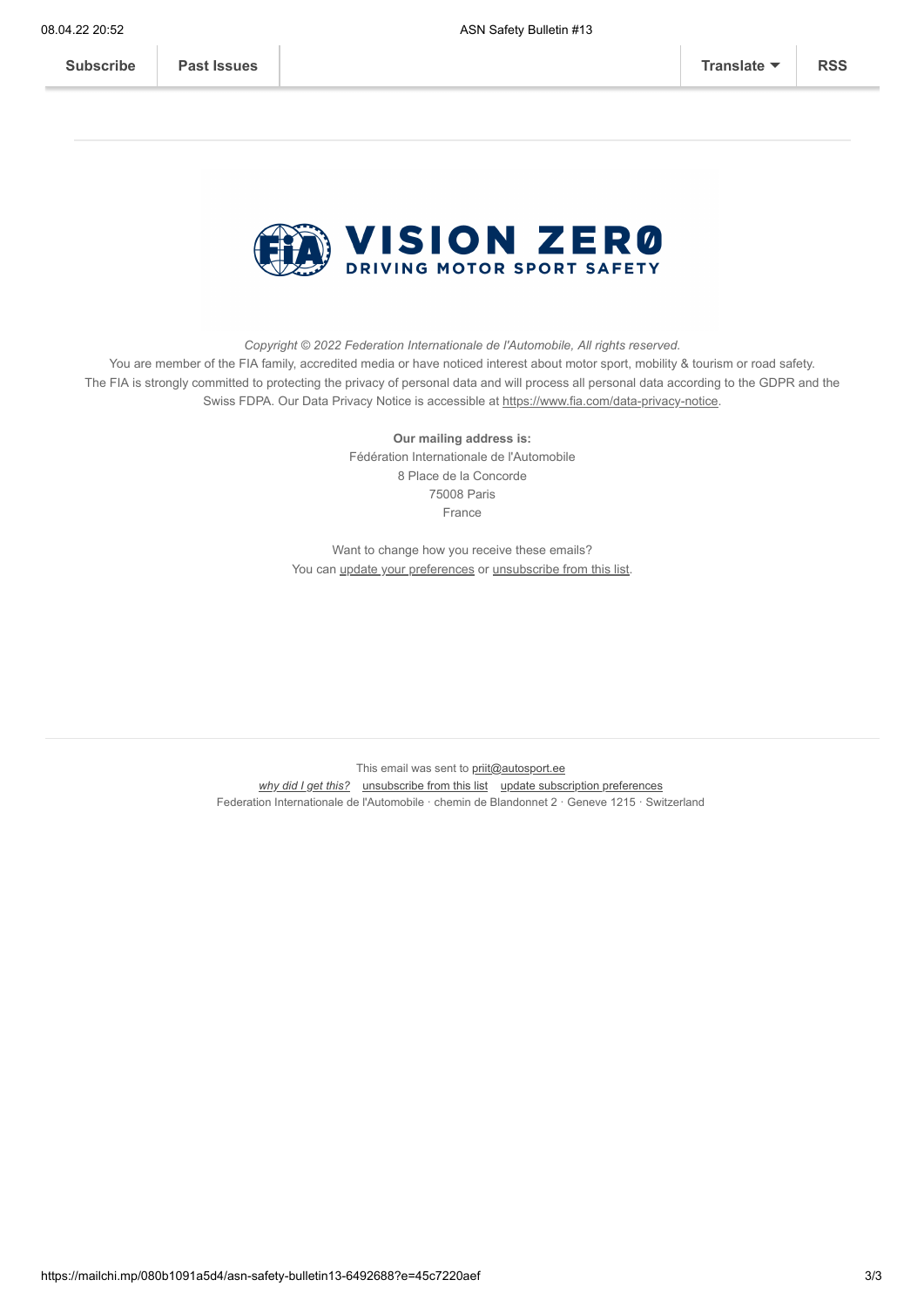Subscribe | Past Issues | Translate | RSS

VISION ZERØ
DRIVING MOTOR SPORT SAFETY

*Copyright © 2022 Federation Internationale de l'Automobile, All rights reserved.*
You are member of the FIA family, accredited media or have noticed interest about motor sport, mobility & tourism or road safety.
The FIA is strongly committed to protecting the privacy of personal data and will process all personal data according to the GDPR and the Swiss FDPA. Our Data Privacy Notice is accessible at https://www.fia.com/data-privacy-notice.

**Our mailing address is:**
Fédération Internationale de l'Automobile
8 Place de la Concorde
75008 Paris
France

Want to change how you receive these emails?
You can update your preferences or unsubscribe from this list.

This email was sent to priit@autosport.ee
*why did I get this?* unsubscribe from this list update subscription preferences
Federation Internationale de l'Automobile · chemin de Blandonnet 2 · Geneve 1215 · Switzerland